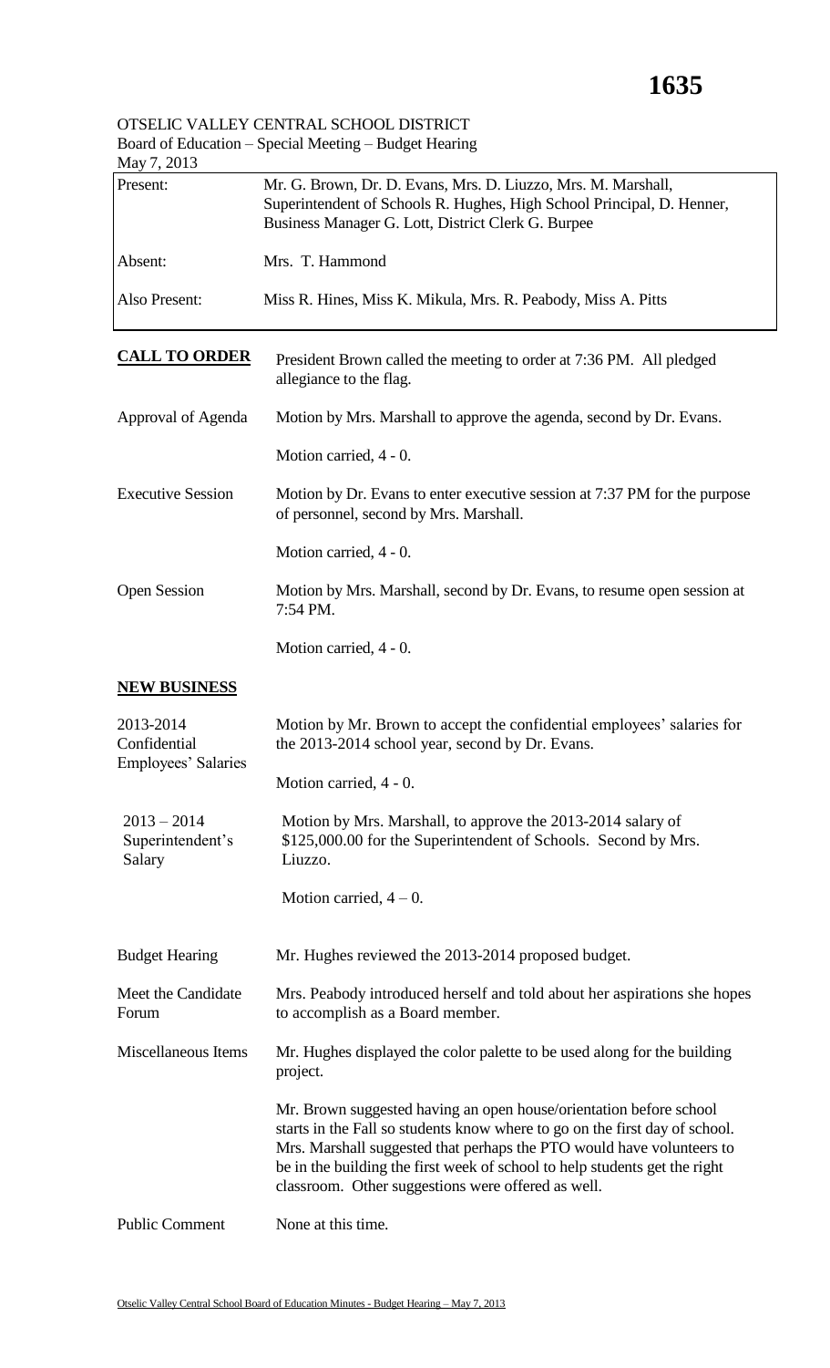OTSELIC VALLEY CENTRAL SCHOOL DISTRICT
Board of Education – Special Meeting – Budget Hearing
May 7, 2013

| | |
|---|---|
| Present: | Mr. G. Brown, Dr. D. Evans, Mrs. D. Liuzzo, Mrs. M. Marshall, Superintendent of Schools R. Hughes, High School Principal, D. Henner, Business Manager G. Lott, District Clerk G. Burpee |
| Absent: | Mrs. T. Hammond |
| Also Present: | Miss R. Hines, Miss K. Mikula, Mrs. R. Peabody, Miss A. Pitts |

**CALL TO ORDER** — President Brown called the meeting to order at 7:36 PM. All pledged allegiance to the flag.

Approval of Agenda — Motion by Mrs. Marshall to approve the agenda, second by Dr. Evans.

Motion carried, 4 - 0.

Executive Session — Motion by Dr. Evans to enter executive session at 7:37 PM for the purpose of personnel, second by Mrs. Marshall.

Motion carried, 4 - 0.

Open Session — Motion by Mrs. Marshall, second by Dr. Evans, to resume open session at 7:54 PM.

Motion carried, 4 - 0.

**NEW BUSINESS**

2013-2014 Confidential Employees' Salaries — Motion by Mr. Brown to accept the confidential employees' salaries for the 2013-2014 school year, second by Dr. Evans.

Motion carried, 4 - 0.

2013 – 2014 Superintendent's Salary — Motion by Mrs. Marshall, to approve the 2013-2014 salary of $125,000.00 for the Superintendent of Schools. Second by Mrs. Liuzzo.

Motion carried, 4 – 0.

Budget Hearing — Mr. Hughes reviewed the 2013-2014 proposed budget.

Meet the Candidate Forum — Mrs. Peabody introduced herself and told about her aspirations she hopes to accomplish as a Board member.

Miscellaneous Items — Mr. Hughes displayed the color palette to be used along for the building project.

Mr. Brown suggested having an open house/orientation before school starts in the Fall so students know where to go on the first day of school. Mrs. Marshall suggested that perhaps the PTO would have volunteers to be in the building the first week of school to help students get the right classroom. Other suggestions were offered as well.

Public Comment — None at this time.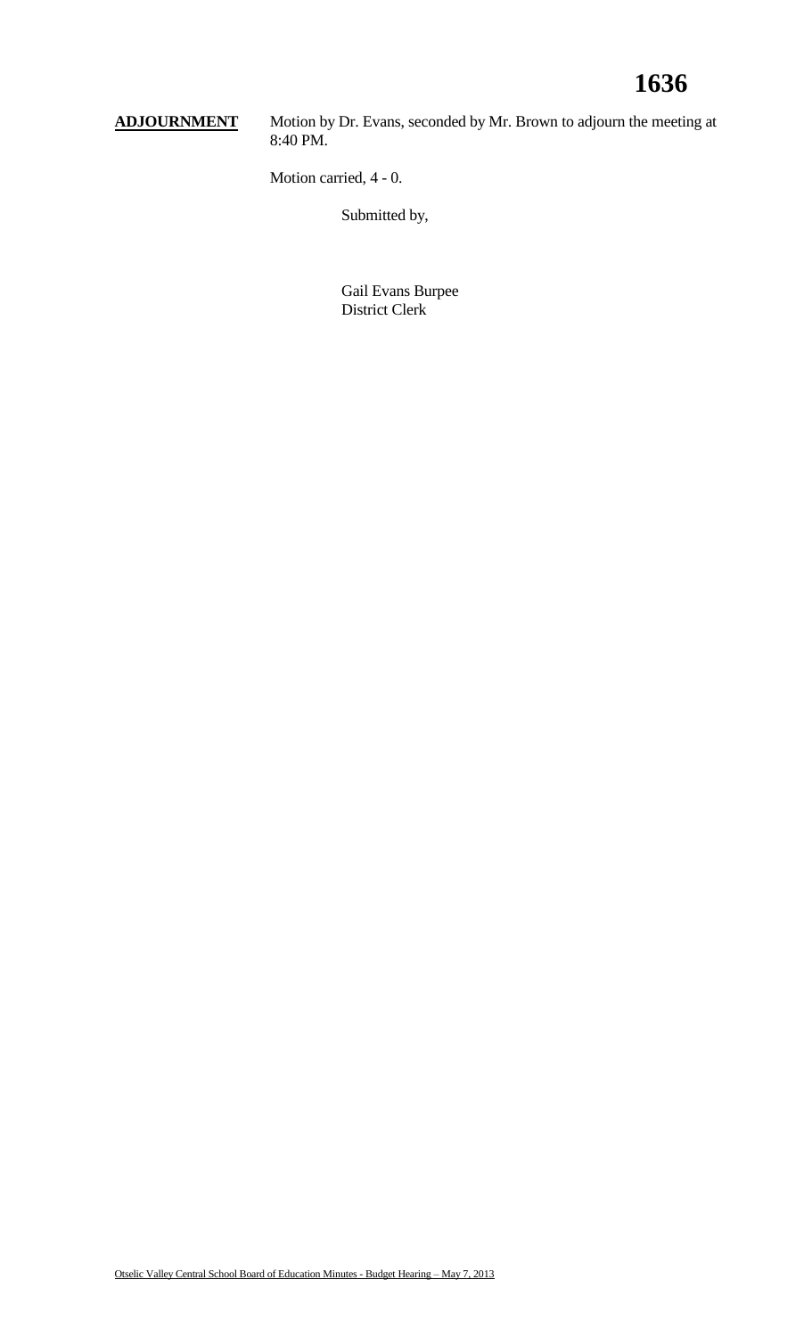**ADJOURNMENT** Motion by Dr. Evans, seconded by Mr. Brown to adjourn the meeting at 8:40 PM.

Motion carried, 4 - 0.

Submitted by,

Gail Evans Burpee
District Clerk